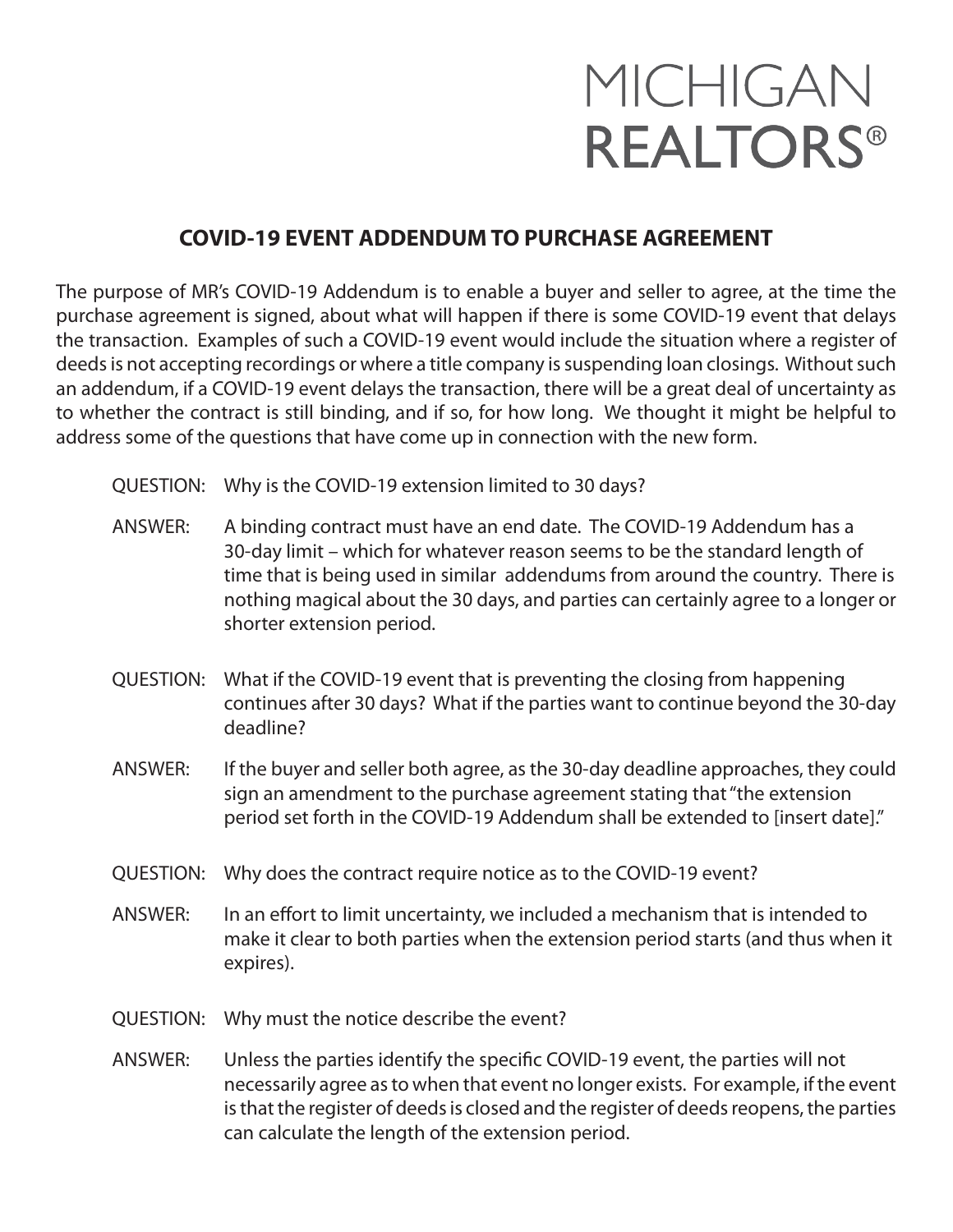# MICHIGAN REALTORS®

## COVID-19 EVENT ADDENDUM TO PURCHASE AGREEMENT

The purpose of MR's COVID-19 Addendum is to enable a buyer and seller to agree, at the time the purchase agreement is signed, about what will happen if there is some COVID-19 event that delays the transaction. Examples of such a COVID-19 event would include the situation where a register of deeds is not accepting recordings or where a title company is suspending loan closings. Without such an addendum, if a COVID-19 event delays the transaction, there will be a great deal of uncertainty as to whether the contract is still binding, and if so, for how long. We thought it might be helpful to address some of the questions that have come up in connection with the new form.

QUESTION: Why is the COVID-19 extension limited to 30 days?

ANSWER: A binding contract must have an end date. The COVID-19 Addendum has a 30-day limit – which for whatever reason seems to be the standard length of time that is being used in similar addendums from around the country. There is nothing magical about the 30 days, and parties can certainly agree to a longer or shorter extension period.

QUESTION: What if the COVID-19 event that is preventing the closing from happening continues after 30 days? What if the parties want to continue beyond the 30-day deadline?

ANSWER: If the buyer and seller both agree, as the 30-day deadline approaches, they could sign an amendment to the purchase agreement stating that "the extension period set forth in the COVID-19 Addendum shall be extended to [insert date]."

QUESTION: Why does the contract require notice as to the COVID-19 event?

ANSWER: In an effort to limit uncertainty, we included a mechanism that is intended to make it clear to both parties when the extension period starts (and thus when it expires).

QUESTION: Why must the notice describe the event?

ANSWER: Unless the parties identify the specific COVID-19 event, the parties will not necessarily agree as to when that event no longer exists. For example, if the event is that the register of deeds is closed and the register of deeds reopens, the parties can calculate the length of the extension period.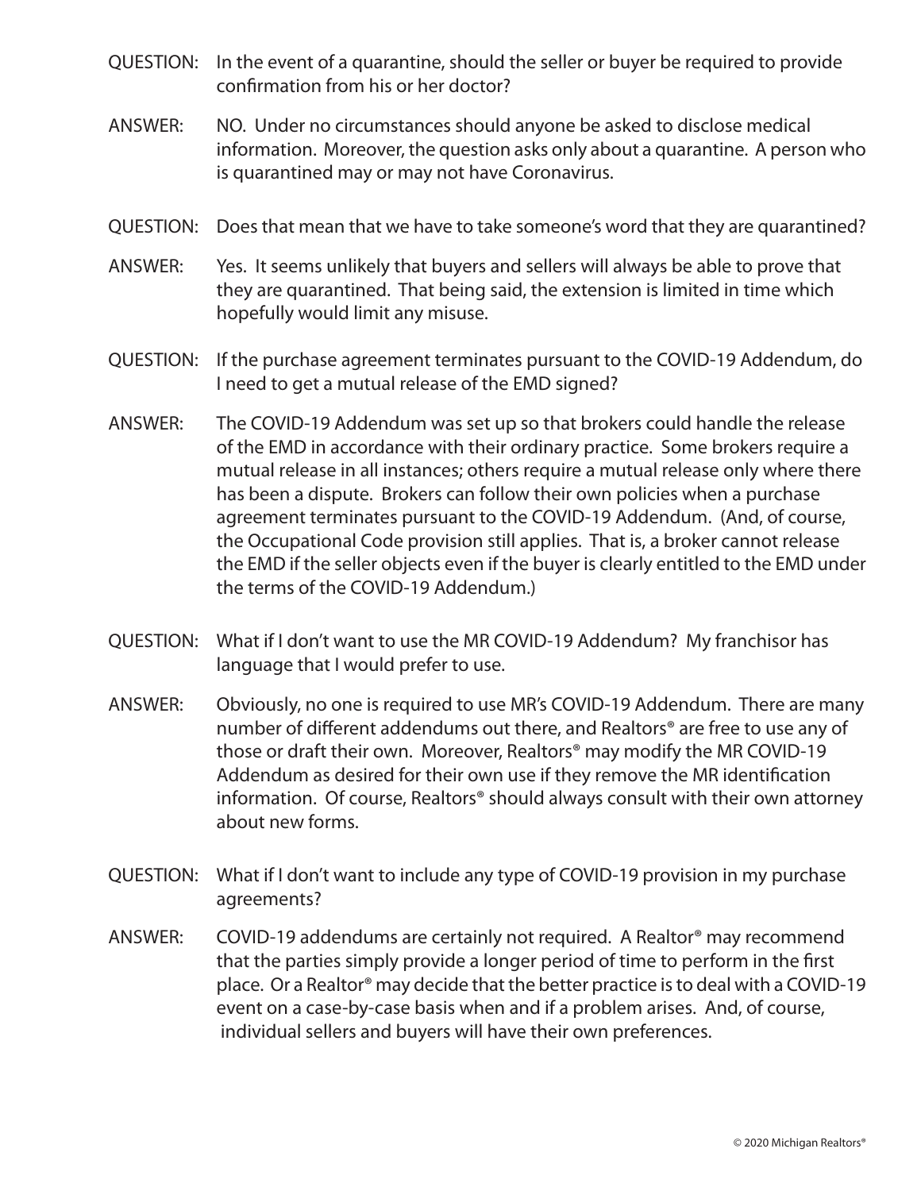QUESTION: In the event of a quarantine, should the seller or buyer be required to provide confirmation from his or her doctor?

ANSWER: NO. Under no circumstances should anyone be asked to disclose medical information. Moreover, the question asks only about a quarantine. A person who is quarantined may or may not have Coronavirus.

QUESTION: Does that mean that we have to take someone's word that they are quarantined?

ANSWER: Yes. It seems unlikely that buyers and sellers will always be able to prove that they are quarantined. That being said, the extension is limited in time which hopefully would limit any misuse.

QUESTION: If the purchase agreement terminates pursuant to the COVID-19 Addendum, do I need to get a mutual release of the EMD signed?

ANSWER: The COVID-19 Addendum was set up so that brokers could handle the release of the EMD in accordance with their ordinary practice. Some brokers require a mutual release in all instances; others require a mutual release only where there has been a dispute. Brokers can follow their own policies when a purchase agreement terminates pursuant to the COVID-19 Addendum. (And, of course, the Occupational Code provision still applies. That is, a broker cannot release the EMD if the seller objects even if the buyer is clearly entitled to the EMD under the terms of the COVID-19 Addendum.)

QUESTION: What if I don't want to use the MR COVID-19 Addendum? My franchisor has language that I would prefer to use.

ANSWER: Obviously, no one is required to use MR's COVID-19 Addendum. There are many number of different addendums out there, and Realtors® are free to use any of those or draft their own. Moreover, Realtors® may modify the MR COVID-19 Addendum as desired for their own use if they remove the MR identification information. Of course, Realtors® should always consult with their own attorney about new forms.

QUESTION: What if I don't want to include any type of COVID-19 provision in my purchase agreements?

ANSWER: COVID-19 addendums are certainly not required. A Realtor® may recommend that the parties simply provide a longer period of time to perform in the first place. Or a Realtor® may decide that the better practice is to deal with a COVID-19 event on a case-by-case basis when and if a problem arises. And, of course, individual sellers and buyers will have their own preferences.

© 2020 Michigan Realtors®